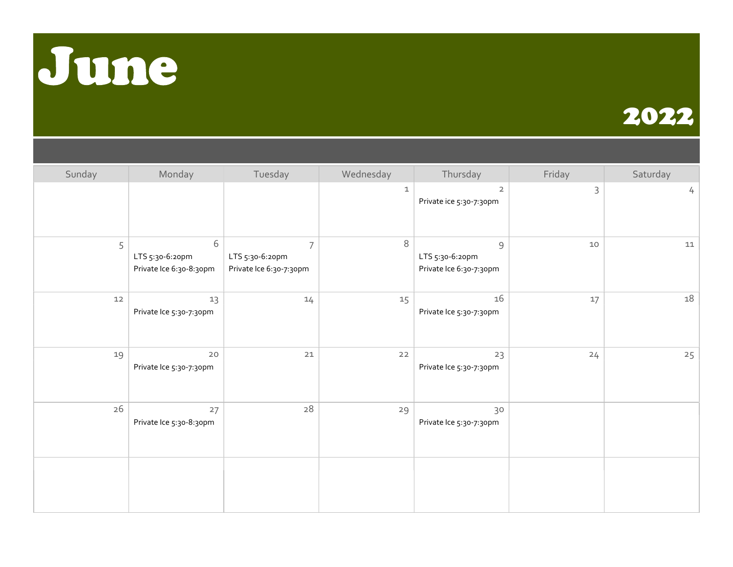# June

## 2022

| Sunday | Monday | Tuesday | Wednesday | Thursday | Friday | Saturday |
|---|---|---|---|---|---|---|
| | | | 1 | 2<br>Private ice 5:30-7:30pm | 3 | 4 |
| 5 | 6<br>LTS 5:30-6:20pm<br>Private Ice 6:30-8:30pm | 7<br>LTS 5:30-6:20pm<br>Private Ice 6:30-7:30pm | 8 | 9<br>LTS 5:30-6:20pm<br>Private Ice 6:30-7:30pm | 10 | 11 |
| 12 | 13<br>Private Ice 5:30-7:30pm | 14 | 15 | 16<br>Private Ice 5:30-7:30pm | 17 | 18 |
| 19 | 20<br>Private Ice 5:30-7:30pm | 21 | 22 | 23<br>Private Ice 5:30-7:30pm | 24 | 25 |
| 26 | 27<br>Private Ice 5:30-8:30pm | 28 | 29 | 30<br>Private Ice 5:30-7:30pm | | |
| | | | | | | |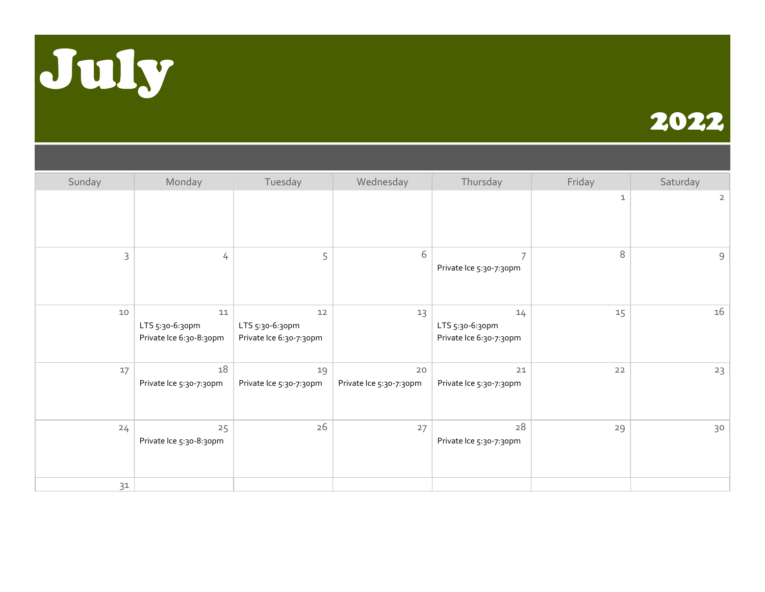# July

## 2022

| Sunday | Monday | Tuesday | Wednesday | Thursday | Friday | Saturday |
|---|---|---|---|---|---|---|
| | | | | | 1 | 2 |
| 3 | 4 | 5 | 6 | 7<br>Private Ice 5:30-7:30pm | 8 | 9 |
| 10 | 11<br>LTS 5:30-6:30pm<br>Private Ice 6:30-8:30pm | 12<br>LTS 5:30-6:30pm<br>Private Ice 6:30-7:30pm | 13 | 14<br>LTS 5:30-6:30pm<br>Private Ice 6:30-7:30pm | 15 | 16 |
| 17 | 18<br>Private Ice 5:30-7:30pm | 19<br>Private Ice 5:30-7:30pm | 20<br>Private Ice 5:30-7:30pm | 21<br>Private Ice 5:30-7:30pm | 22 | 23 |
| 24 | 25<br>Private Ice 5:30-8:30pm | 26 | 27 | 28<br>Private Ice 5:30-7:30pm | 29 | 30 |
| 31 | | | | | | |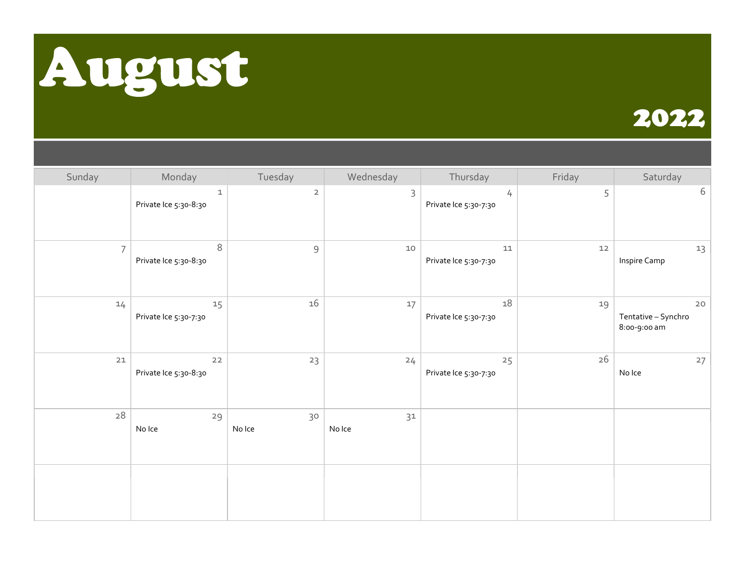# August

## 2022

| Sunday | Monday | Tuesday | Wednesday | Thursday | Friday | Saturday |
| --- | --- | --- | --- | --- | --- | --- |
| | 1<br>Private Ice 5:30-8:30 | 2 | 3 | 4<br>Private Ice 5:30-7:30 | 5 | 6 |
| 7 | 8<br>Private Ice 5:30-8:30 | 9 | 10 | 11<br>Private Ice 5:30-7:30 | 12 | 13<br>Inspire Camp |
| 14 | 15<br>Private Ice 5:30-7:30 | 16 | 17 | 18<br>Private Ice 5:30-7:30 | 19 | 20<br>Tentative – Synchro 8:00-9:00 am |
| 21 | 22<br>Private Ice 5:30-8:30 | 23 | 24 | 25<br>Private Ice 5:30-7:30 | 26 | 27<br>No Ice |
| 28 | 29<br>No Ice | 30<br>No Ice | 31<br>No Ice | | | |
| | | | | | | |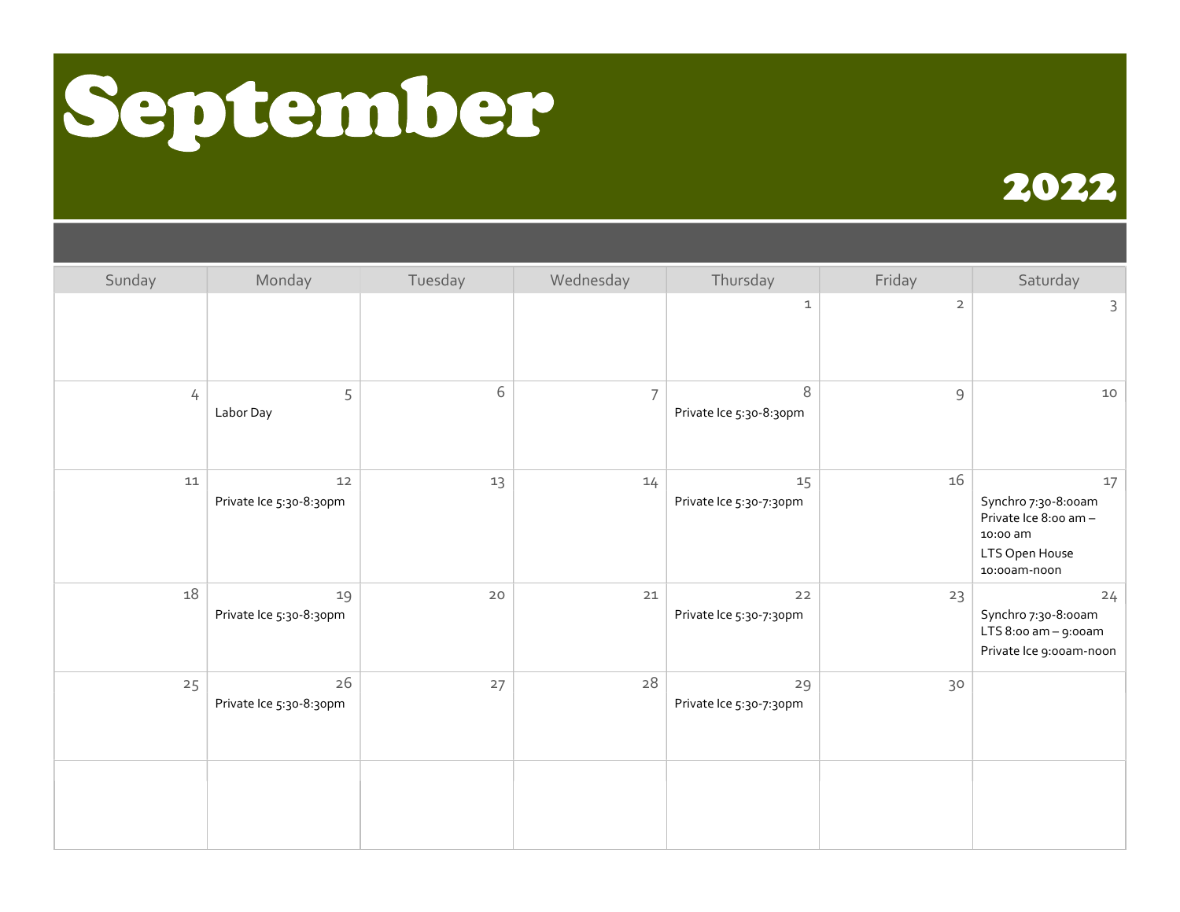# September

## 2022

| Sunday | Monday | Tuesday | Wednesday | Thursday | Friday | Saturday |
|---|---|---|---|---|---|---|
| | | | | 1 | 2 | 3 |
| 4 | 5 Labor Day | 6 | 7 | 8 Private Ice 5:30-8:30pm | 9 | 10 |
| 11 | 12 Private Ice 5:30-8:30pm | 13 | 14 | 15 Private Ice 5:30-7:30pm | 16 | 17 Synchro 7:30-8:00am Private Ice 8:00 am – 10:00 am LTS Open House 10:00am-noon |
| 18 | 19 Private Ice 5:30-8:30pm | 20 | 21 | 22 Private Ice 5:30-7:30pm | 23 | 24 Synchro 7:30-8:00am LTS 8:00 am – 9:00am Private Ice 9:00am-noon |
| 25 | 26 Private Ice 5:30-8:30pm | 27 | 28 | 29 Private Ice 5:30-7:30pm | 30 | |
| | | | | | | |